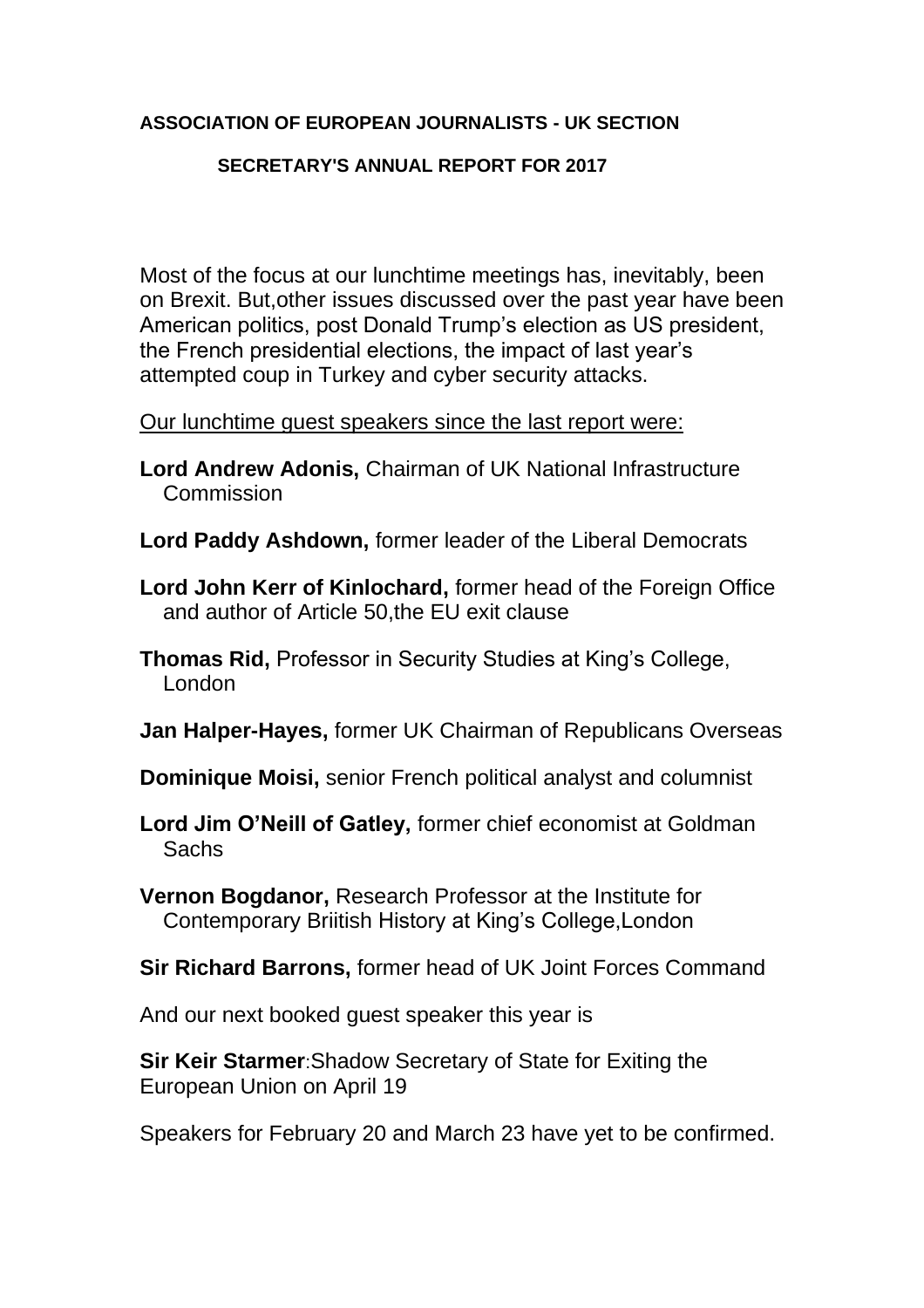**ASSOCIATION OF EUROPEAN JOURNALISTS - UK SECTION**

**SECRETARY'S ANNUAL REPORT FOR 2017**

Most of the focus at our lunchtime meetings has, inevitably, been on Brexit. But,other issues discussed over the past year have been American politics, post Donald Trump's election as US president, the French presidential elections, the impact of last year's attempted coup in Turkey and cyber security attacks.

<u>Our lunchtime guest speakers since the last report were:</u>

**Lord Andrew Adonis,** Chairman of UK National Infrastructure Commission

**Lord Paddy Ashdown,** former leader of the Liberal Democrats

**Lord John Kerr of Kinlochard,** former head of the Foreign Office and author of Article 50,the EU exit clause

**Thomas Rid,** Professor in Security Studies at King's College, London

**Jan Halper-Hayes,** former UK Chairman of Republicans Overseas

**Dominique Moisi,** senior French political analyst and columnist

**Lord Jim O'Neill of Gatley,** former chief economist at Goldman Sachs

**Vernon Bogdanor,** Research Professor at the Institute for Contemporary Briitish History at King's College,London

**Sir Richard Barrons,** former head of UK Joint Forces Command

And our next booked guest speaker this year is

**Sir Keir Starmer**:Shadow Secretary of State for Exiting the European Union on April 19

Speakers for February 20 and March 23 have yet to be confirmed.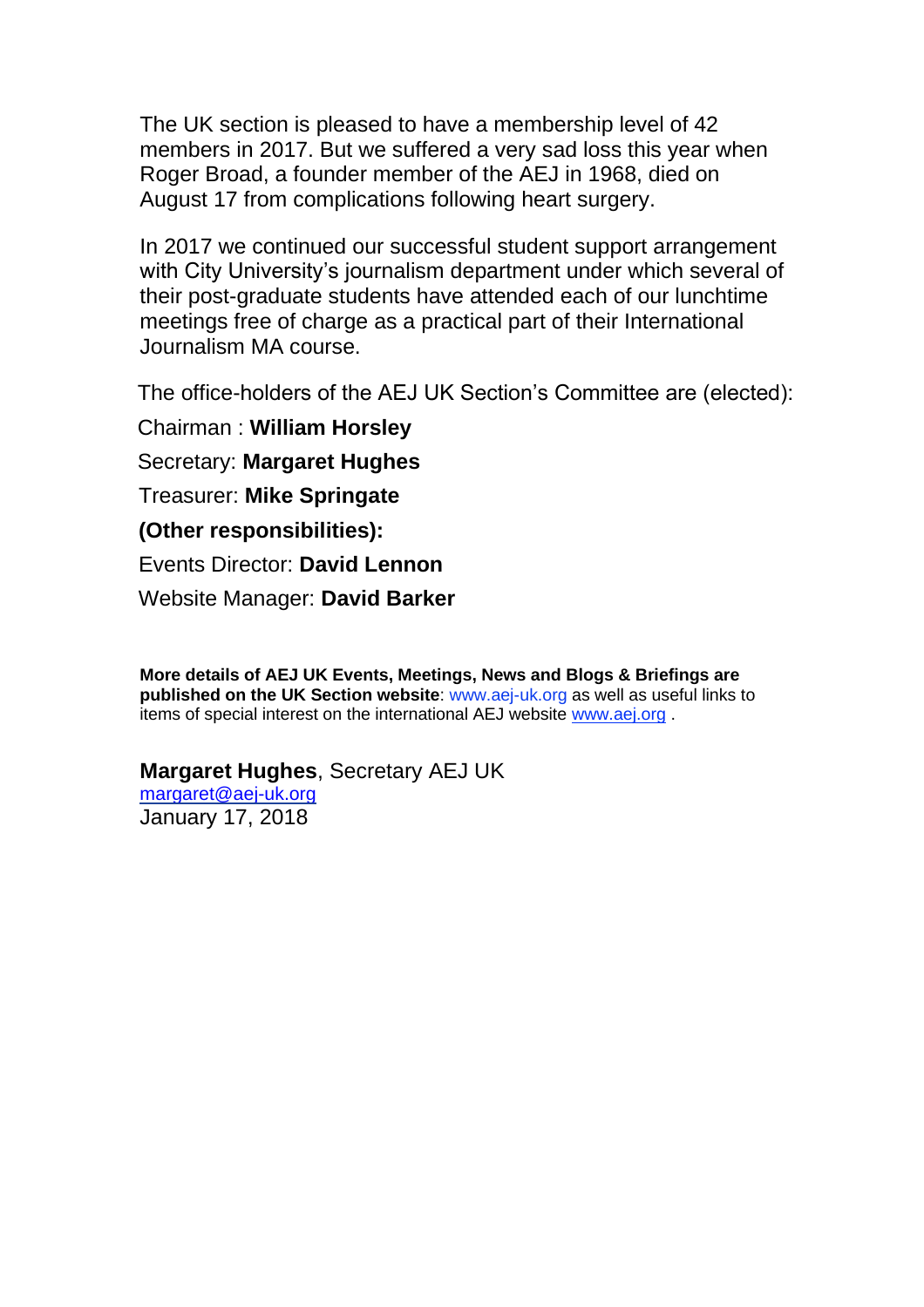The UK section is pleased to have a membership level of 42 members in 2017. But we suffered a very sad loss this year when Roger Broad, a founder member of the AEJ in 1968, died on August 17 from complications following heart surgery.

In 2017 we continued our successful student support arrangement with City University's journalism department under which several of their post-graduate students have attended each of our lunchtime meetings free of charge as a practical part of their International Journalism MA course.

The office-holders of the AEJ UK Section's Committee are (elected):

Chairman : **William Horsley**

Secretary: **Margaret Hughes**

Treasurer: **Mike Springate**

**(Other responsibilities):**

Events Director: **David Lennon**

Website Manager: **David Barker**

**More details of AEJ UK Events, Meetings, News and Blogs & Briefings are published on the UK Section website**: www.aej-uk.org as well as useful links to items of special interest on the international AEJ website www.aej.org .

**Margaret Hughes**, Secretary AEJ UK
margaret@aej-uk.org
January 17, 2018